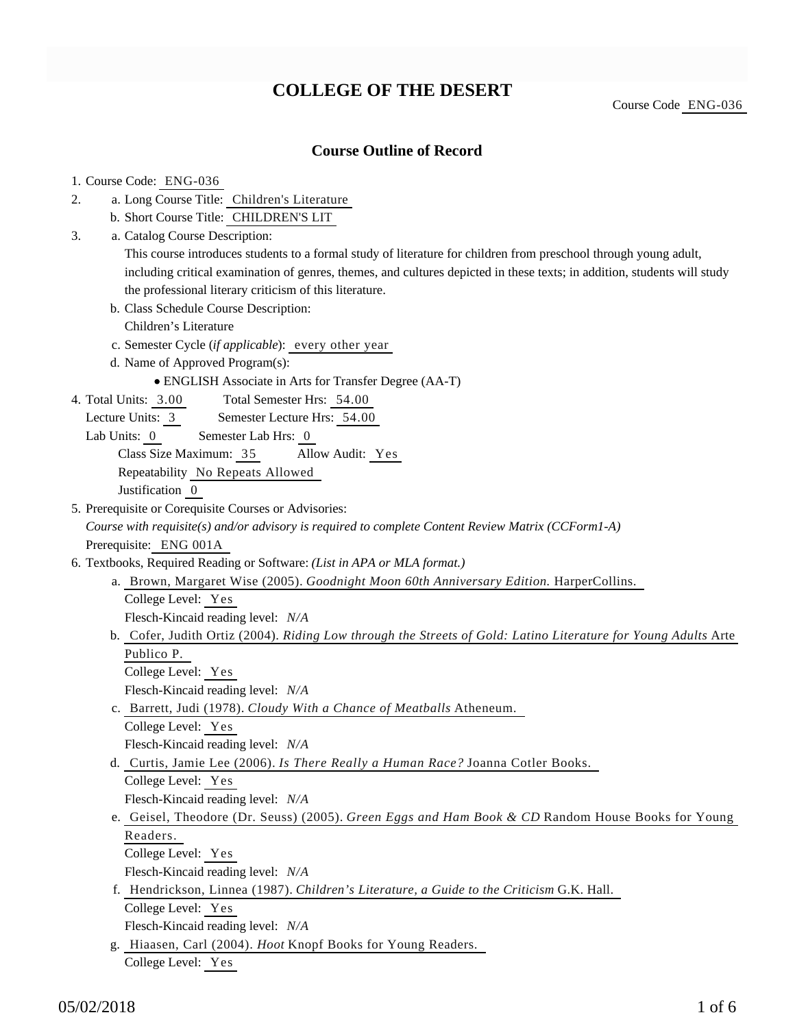# COLLEGE OF THE DESERT

Course Code ENG-036

## Course Outline of Record

1. Course Code: ENG-036
2. a. Long Course Title: Children's Literature
   b. Short Course Title: CHILDREN'S LIT
3. a. Catalog Course Description:
   This course introduces students to a formal study of literature for children from preschool through young adult, including critical examination of genres, themes, and cultures depicted in these texts; in addition, students will study the professional literary criticism of this literature.
   b. Class Schedule Course Description:
   Children's Literature
   c. Semester Cycle (*if applicable*): every other year
   d. Name of Approved Program(s):
   - ENGLISH Associate in Arts for Transfer Degree (AA-T)
4. Total Units: 3.00 Total Semester Hrs: 54.00
   Lecture Units: 3 Semester Lecture Hrs: 54.00
   Lab Units: 0 Semester Lab Hrs: 0
   Class Size Maximum: 35 Allow Audit: Yes
   Repeatability No Repeats Allowed
   Justification 0
5. Prerequisite or Corequisite Courses or Advisories:
   *Course with requisite(s) and/or advisory is required to complete Content Review Matrix (CCForm1-A)*
   Prerequisite: ENG 001A
6. Textbooks, Required Reading or Software: *(List in APA or MLA format.)*
   a. Brown, Margaret Wise (2005). *Goodnight Moon 60th Anniversary Edition.* HarperCollins.
      College Level: Yes
      Flesch-Kincaid reading level: *N/A*
   b. Cofer, Judith Ortiz (2004). *Riding Low through the Streets of Gold: Latino Literature for Young Adults* Arte Publico P.
      College Level: Yes
      Flesch-Kincaid reading level: *N/A*
   c. Barrett, Judi (1978). *Cloudy With a Chance of Meatballs* Atheneum.
      College Level: Yes
      Flesch-Kincaid reading level: *N/A*
   d. Curtis, Jamie Lee (2006). *Is There Really a Human Race?* Joanna Cotler Books.
      College Level: Yes
      Flesch-Kincaid reading level: *N/A*
   e. Geisel, Theodore (Dr. Seuss) (2005). *Green Eggs and Ham Book & CD* Random House Books for Young Readers.
      College Level: Yes
      Flesch-Kincaid reading level: *N/A*
   f. Hendrickson, Linnea (1987). *Children's Literature, a Guide to the Criticism* G.K. Hall.
      College Level: Yes
      Flesch-Kincaid reading level: *N/A*
   g. Hiaasen, Carl (2004). *Hoot* Knopf Books for Young Readers.
      College Level: Yes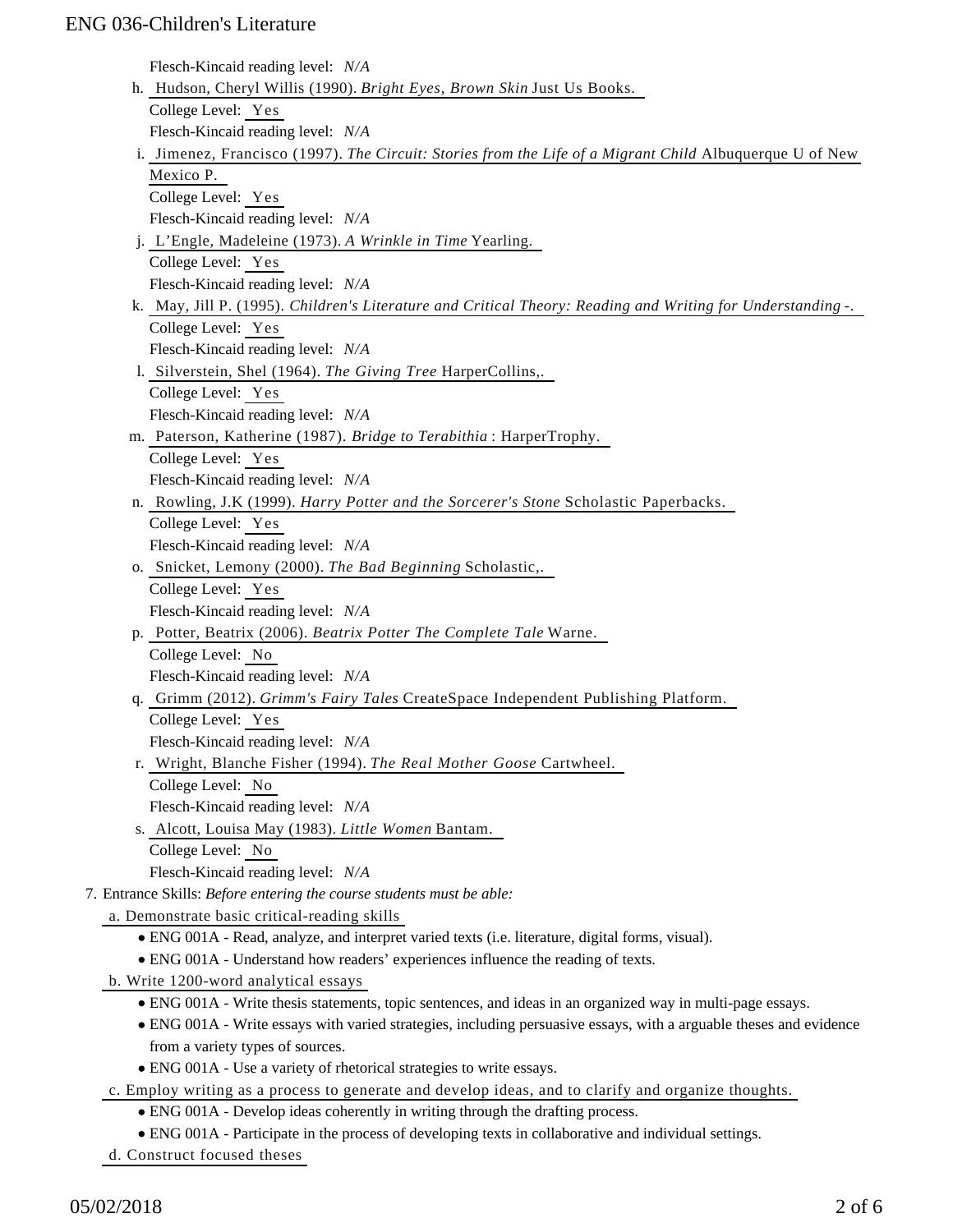Flesch-Kincaid reading level: *N/A*

h. Hudson, Cheryl Willis (1990). *Bright Eyes, Brown Skin* Just Us Books.
   College Level: Yes
   Flesch-Kincaid reading level: *N/A*
i. Jimenez, Francisco (1997). *The Circuit: Stories from the Life of a Migrant Child* Albuquerque U of New Mexico P.
   College Level: Yes
   Flesch-Kincaid reading level: *N/A*
j. L'Engle, Madeleine (1973). *A Wrinkle in Time* Yearling.
   College Level: Yes
   Flesch-Kincaid reading level: *N/A*
k. May, Jill P. (1995). *Children's Literature and Critical Theory: Reading and Writing for Understanding* -.
   College Level: Yes
   Flesch-Kincaid reading level: *N/A*
l. Silverstein, Shel (1964). *The Giving Tree* HarperCollins,.
   College Level: Yes
   Flesch-Kincaid reading level: *N/A*
m. Paterson, Katherine (1987). *Bridge to Terabithia* : HarperTrophy.
   College Level: Yes
   Flesch-Kincaid reading level: *N/A*
n. Rowling, J.K (1999). *Harry Potter and the Sorcerer's Stone* Scholastic Paperbacks.
   College Level: Yes
   Flesch-Kincaid reading level: *N/A*
o. Snicket, Lemony (2000). *The Bad Beginning* Scholastic,.
   College Level: Yes
   Flesch-Kincaid reading level: *N/A*
p. Potter, Beatrix (2006). *Beatrix Potter The Complete Tale* Warne.
   College Level: No
   Flesch-Kincaid reading level: *N/A*
q. Grimm (2012). *Grimm's Fairy Tales* CreateSpace Independent Publishing Platform.
   College Level: Yes
   Flesch-Kincaid reading level: *N/A*
r. Wright, Blanche Fisher (1994). *The Real Mother Goose* Cartwheel.
   College Level: No
   Flesch-Kincaid reading level: *N/A*
s. Alcott, Louisa May (1983). *Little Women* Bantam.
   College Level: No
   Flesch-Kincaid reading level: *N/A*

7. Entrance Skills: *Before entering the course students must be able:*
   a. Demonstrate basic critical-reading skills
      - ENG 001A - Read, analyze, and interpret varied texts (i.e. literature, digital forms, visual).
      - ENG 001A - Understand how readers' experiences influence the reading of texts.
   b. Write 1200-word analytical essays
      - ENG 001A - Write thesis statements, topic sentences, and ideas in an organized way in multi-page essays.
      - ENG 001A - Write essays with varied strategies, including persuasive essays, with a arguable theses and evidence from a variety types of sources.
      - ENG 001A - Use a variety of rhetorical strategies to write essays.
   c. Employ writing as a process to generate and develop ideas, and to clarify and organize thoughts.
      - ENG 001A - Develop ideas coherently in writing through the drafting process.
      - ENG 001A - Participate in the process of developing texts in collaborative and individual settings.
   d. Construct focused theses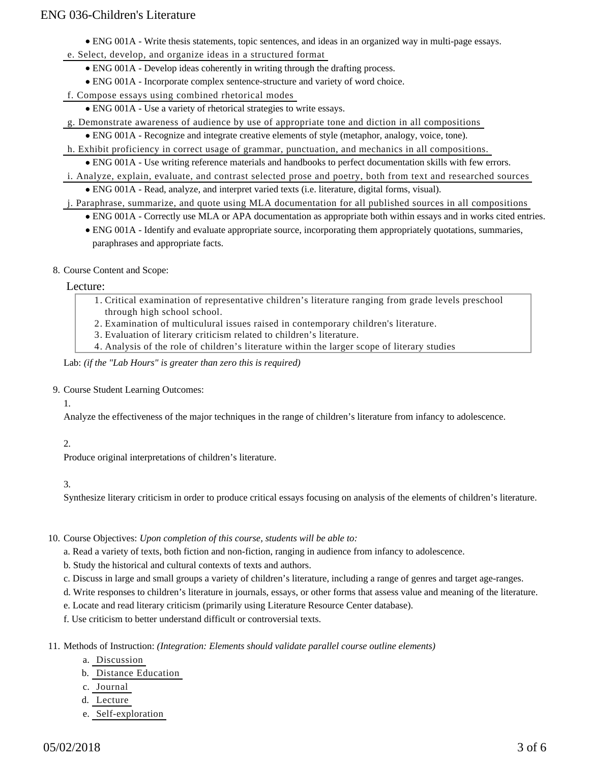- ENG 001A - Write thesis statements, topic sentences, and ideas in an organized way in multi-page essays.

e. Select, develop, and organize ideas in a structured format

- ENG 001A - Develop ideas coherently in writing through the drafting process.
- ENG 001A - Incorporate complex sentence-structure and variety of word choice.

f. Compose essays using combined rhetorical modes

- ENG 001A - Use a variety of rhetorical strategies to write essays.

g. Demonstrate awareness of audience by use of appropriate tone and diction in all compositions

- ENG 001A - Recognize and integrate creative elements of style (metaphor, analogy, voice, tone).

h. Exhibit proficiency in correct usage of grammar, punctuation, and mechanics in all compositions.

- ENG 001A - Use writing reference materials and handbooks to perfect documentation skills with few errors.

i. Analyze, explain, evaluate, and contrast selected prose and poetry, both from text and researched sources

- ENG 001A - Read, analyze, and interpret varied texts (i.e. literature, digital forms, visual).

j. Paraphrase, summarize, and quote using MLA documentation for all published sources in all compositions

- ENG 001A - Correctly use MLA or APA documentation as appropriate both within essays and in works cited entries.
- ENG 001A - Identify and evaluate appropriate source, incorporating them appropriately quotations, summaries, paraphrases and appropriate facts.

8. Course Content and Scope:

Lecture:

1. Critical examination of representative children's literature ranging from grade levels preschool through high school school.
2. Examination of multiculural issues raised in contemporary children's literature.
3. Evaluation of literary criticism related to children's literature.
4. Analysis of the role of children's literature within the larger scope of literary studies

Lab: *(if the "Lab Hours" is greater than zero this is required)*

9. Course Student Learning Outcomes:

1.

Analyze the effectiveness of the major techniques in the range of children's literature from infancy to adolescence.

2.

Produce original interpretations of children's literature.

3.

Synthesize literary criticism in order to produce critical essays focusing on analysis of the elements of children's literature.

10. Course Objectives: *Upon completion of this course, students will be able to:*

a. Read a variety of texts, both fiction and non-fiction, ranging in audience from infancy to adolescence.

b. Study the historical and cultural contexts of texts and authors.

c. Discuss in large and small groups a variety of children's literature, including a range of genres and target age-ranges.

d. Write responses to children's literature in journals, essays, or other forms that assess value and meaning of the literature.

e. Locate and read literary criticism (primarily using Literature Resource Center database).

f. Use criticism to better understand difficult or controversial texts.

11. Methods of Instruction: *(Integration: Elements should validate parallel course outline elements)*

a. Discussion

b. Distance Education

c. Journal

d. Lecture

e. Self-exploration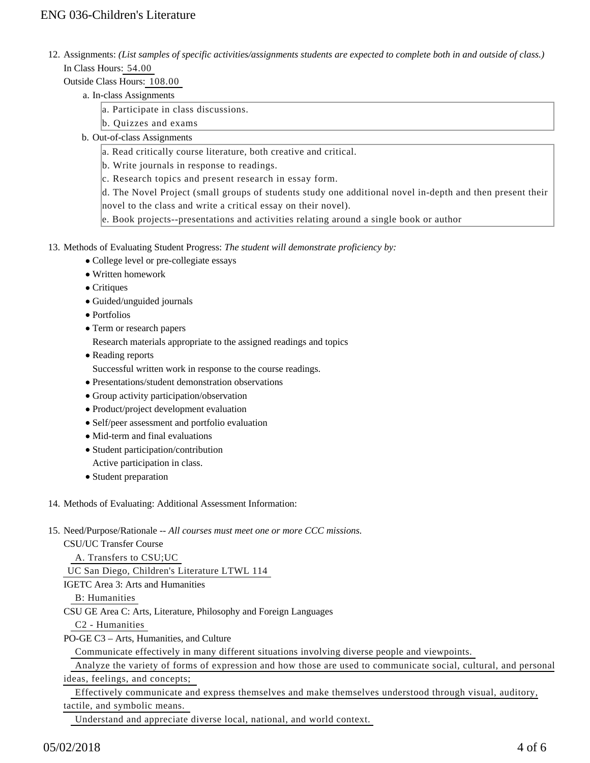12. Assignments: *(List samples of specific activities/assignments students are expected to complete both in and outside of class.)*
    In Class Hours: 54.00
    Outside Class Hours: 108.00
    a. In-class Assignments
        a. Participate in class discussions.
        b. Quizzes and exams
    b. Out-of-class Assignments
        a. Read critically course literature, both creative and critical.
        b. Write journals in response to readings.
        c. Research topics and present research in essay form.
        d. The Novel Project (small groups of students study one additional novel in-depth and then present their novel to the class and write a critical essay on their novel).
        e. Book projects--presentations and activities relating around a single book or author

13. Methods of Evaluating Student Progress: *The student will demonstrate proficiency by:*
    - College level or pre-collegiate essays
    - Written homework
    - Critiques
    - Guided/unguided journals
    - Portfolios
    - Term or research papers
      Research materials appropriate to the assigned readings and topics
    - Reading reports
      Successful written work in response to the course readings.
    - Presentations/student demonstration observations
    - Group activity participation/observation
    - Product/project development evaluation
    - Self/peer assessment and portfolio evaluation
    - Mid-term and final evaluations
    - Student participation/contribution
      Active participation in class.
    - Student preparation

14. Methods of Evaluating: Additional Assessment Information:

15. Need/Purpose/Rationale -- *All courses must meet one or more CCC missions.*
    CSU/UC Transfer Course
    A. Transfers to CSU;UC
    UC San Diego, Children's Literature LTWL 114
    IGETC Area 3: Arts and Humanities
    B: Humanities
    CSU GE Area C: Arts, Literature, Philosophy and Foreign Languages
    C2 - Humanities
    PO-GE C3 – Arts, Humanities, and Culture
    Communicate effectively in many different situations involving diverse people and viewpoints.
    Analyze the variety of forms of expression and how those are used to communicate social, cultural, and personal ideas, feelings, and concepts;
    Effectively communicate and express themselves and make themselves understood through visual, auditory, tactile, and symbolic means.
    Understand and appreciate diverse local, national, and world context.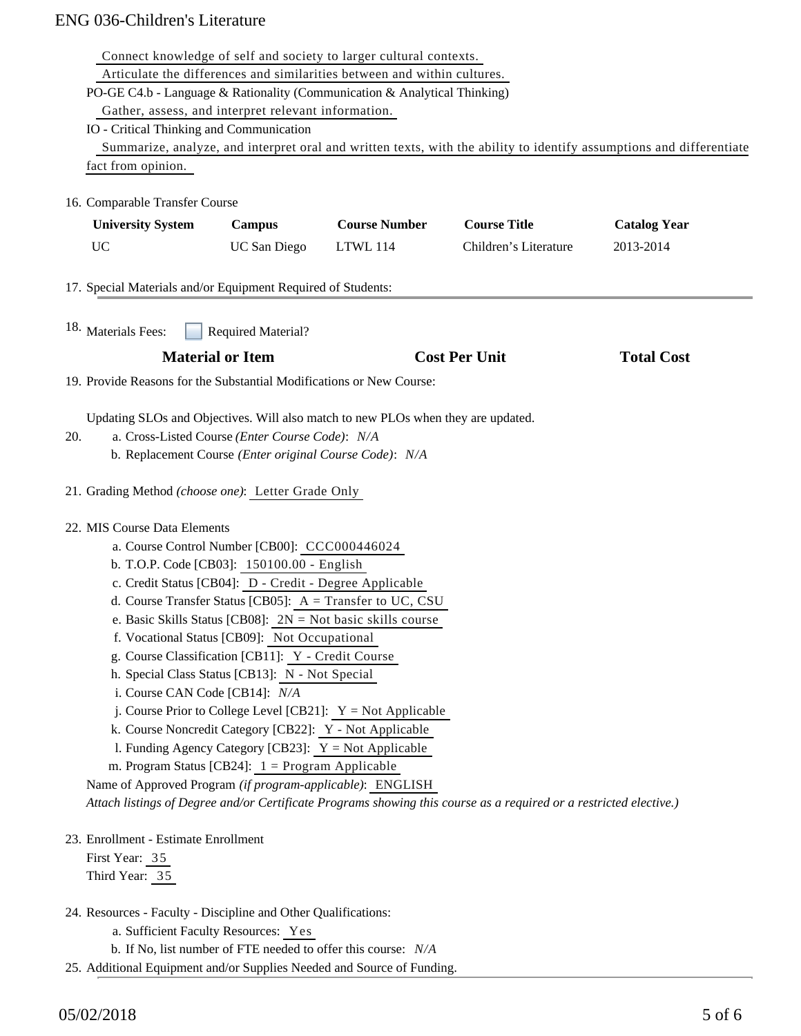Connect knowledge of self and society to larger cultural contexts.
Articulate the differences and similarities between and within cultures.

PO-GE C4.b - Language & Rationality (Communication & Analytical Thinking)

Gather, assess, and interpret relevant information.

IO - Critical Thinking and Communication

Summarize, analyze, and interpret oral and written texts, with the ability to identify assumptions and differentiate fact from opinion.

16. Comparable Transfer Course

| University System | Campus | Course Number | Course Title | Catalog Year |
|---|---|---|---|---|
| UC | UC San Diego | LTWL 114 | Children's Literature | 2013-2014 |

17. Special Materials and/or Equipment Required of Students:

18. Materials Fees: ☐ Required Material?

| Material or Item | Cost Per Unit | Total Cost |
|---|---|---|

19. Provide Reasons for the Substantial Modifications or New Course:

Updating SLOs and Objectives. Will also match to new PLOs when they are updated.

20. a. Cross-Listed Course *(Enter Course Code)*: *N/A*
    b. Replacement Course *(Enter original Course Code)*: *N/A*

21. Grading Method *(choose one)*: Letter Grade Only

22. MIS Course Data Elements
    a. Course Control Number [CB00]: CCC000446024
    b. T.O.P. Code [CB03]: 150100.00 - English
    c. Credit Status [CB04]: D - Credit - Degree Applicable
    d. Course Transfer Status [CB05]: A = Transfer to UC, CSU
    e. Basic Skills Status [CB08]: 2N = Not basic skills course
    f. Vocational Status [CB09]: Not Occupational
    g. Course Classification [CB11]: Y - Credit Course
    h. Special Class Status [CB13]: N - Not Special
    i. Course CAN Code [CB14]: *N/A*
    j. Course Prior to College Level [CB21]: Y = Not Applicable
    k. Course Noncredit Category [CB22]: Y - Not Applicable
    l. Funding Agency Category [CB23]: Y = Not Applicable
    m. Program Status [CB24]: 1 = Program Applicable

    Name of Approved Program *(if program-applicable)*: ENGLISH

    *Attach listings of Degree and/or Certificate Programs showing this course as a required or a restricted elective.)*

23. Enrollment - Estimate Enrollment
    First Year: 35
    Third Year: 35

24. Resources - Faculty - Discipline and Other Qualifications:
    a. Sufficient Faculty Resources: Yes
    b. If No, list number of FTE needed to offer this course: *N/A*

25. Additional Equipment and/or Supplies Needed and Source of Funding.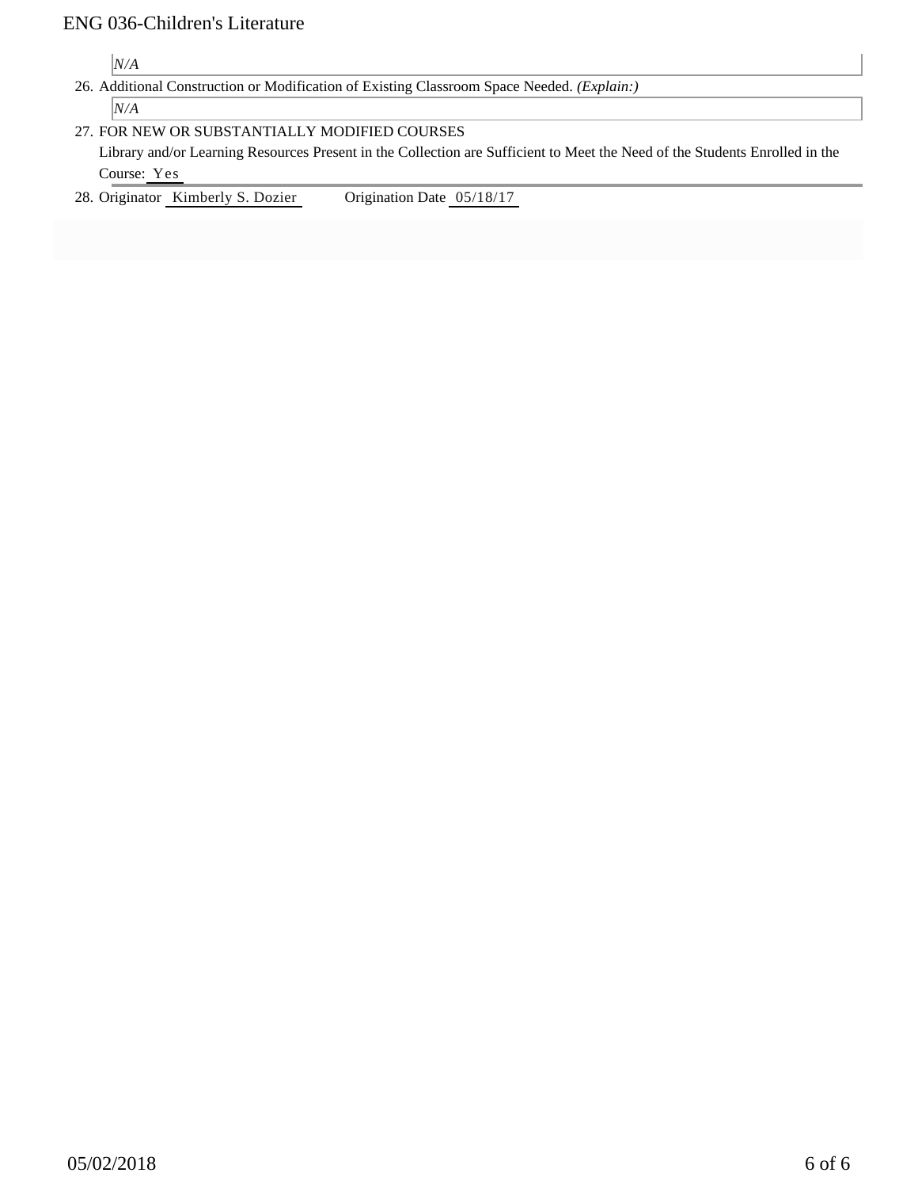*N/A*

26. Additional Construction or Modification of Existing Classroom Space Needed. *(Explain:)*

    *N/A*

27. FOR NEW OR SUBSTANTIALLY MODIFIED COURSES

    Library and/or Learning Resources Present in the Collection are Sufficient to Meet the Need of the Students Enrolled in the Course: Yes

28. Originator Kimberly S. Dozier Origination Date 05/18/17